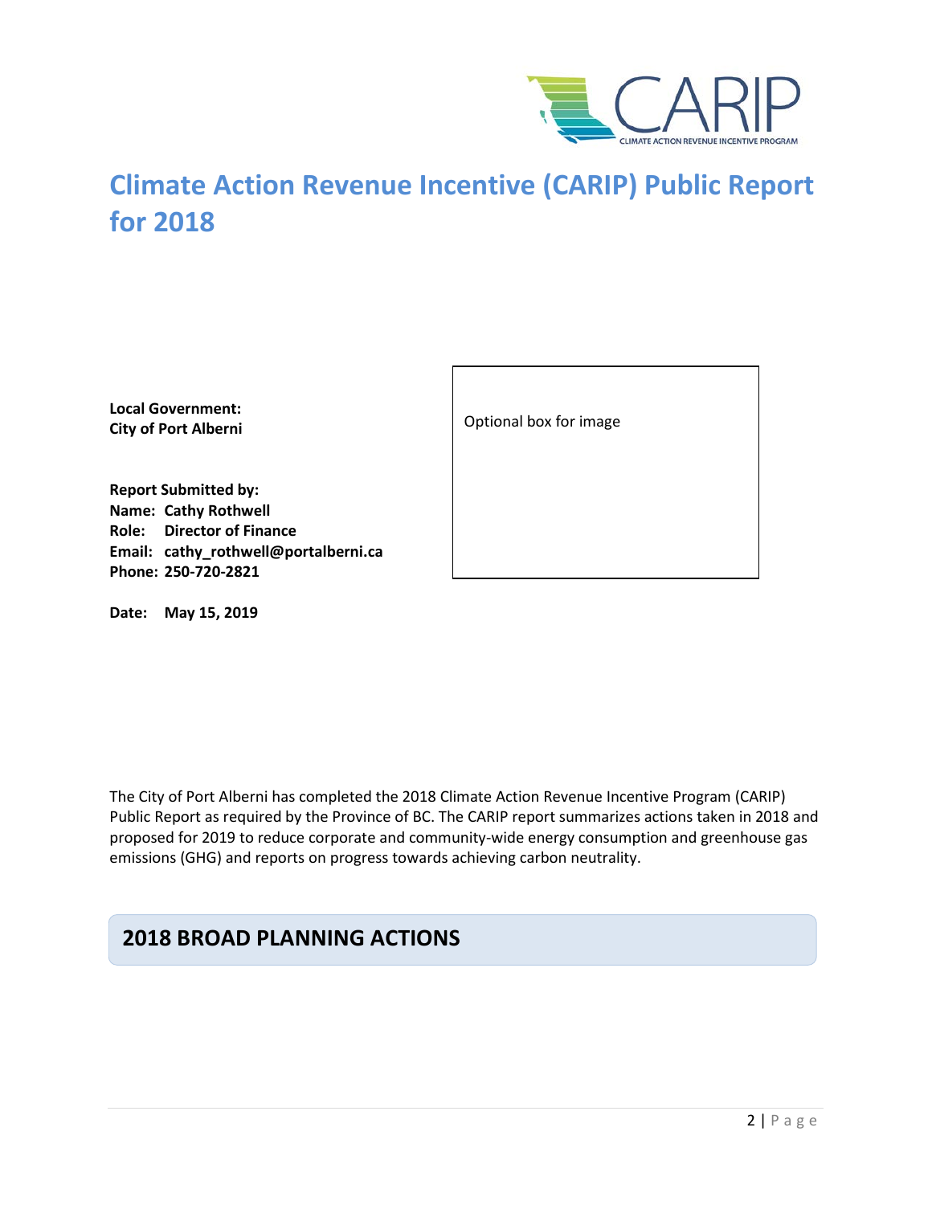# Climate Action Revenue Incentive (CARIP) Public Report for 2018

**Local Government:**
**City of Port Alberni**

Optional box for image

**Report Submitted by:**
**Name: Cathy Rothwell**
**Role: Director of Finance**
**Email: cathy_rothwell@portalberni.ca**
**Phone: 250-720-2821**

**Date: May 15, 2019**

The City of Port Alberni has completed the 2018 Climate Action Revenue Incentive Program (CARIP) Public Report as required by the Province of BC. The CARIP report summarizes actions taken in 2018 and proposed for 2019 to reduce corporate and community-wide energy consumption and greenhouse gas emissions (GHG) and reports on progress towards achieving carbon neutrality.

## 2018 BROAD PLANNING ACTIONS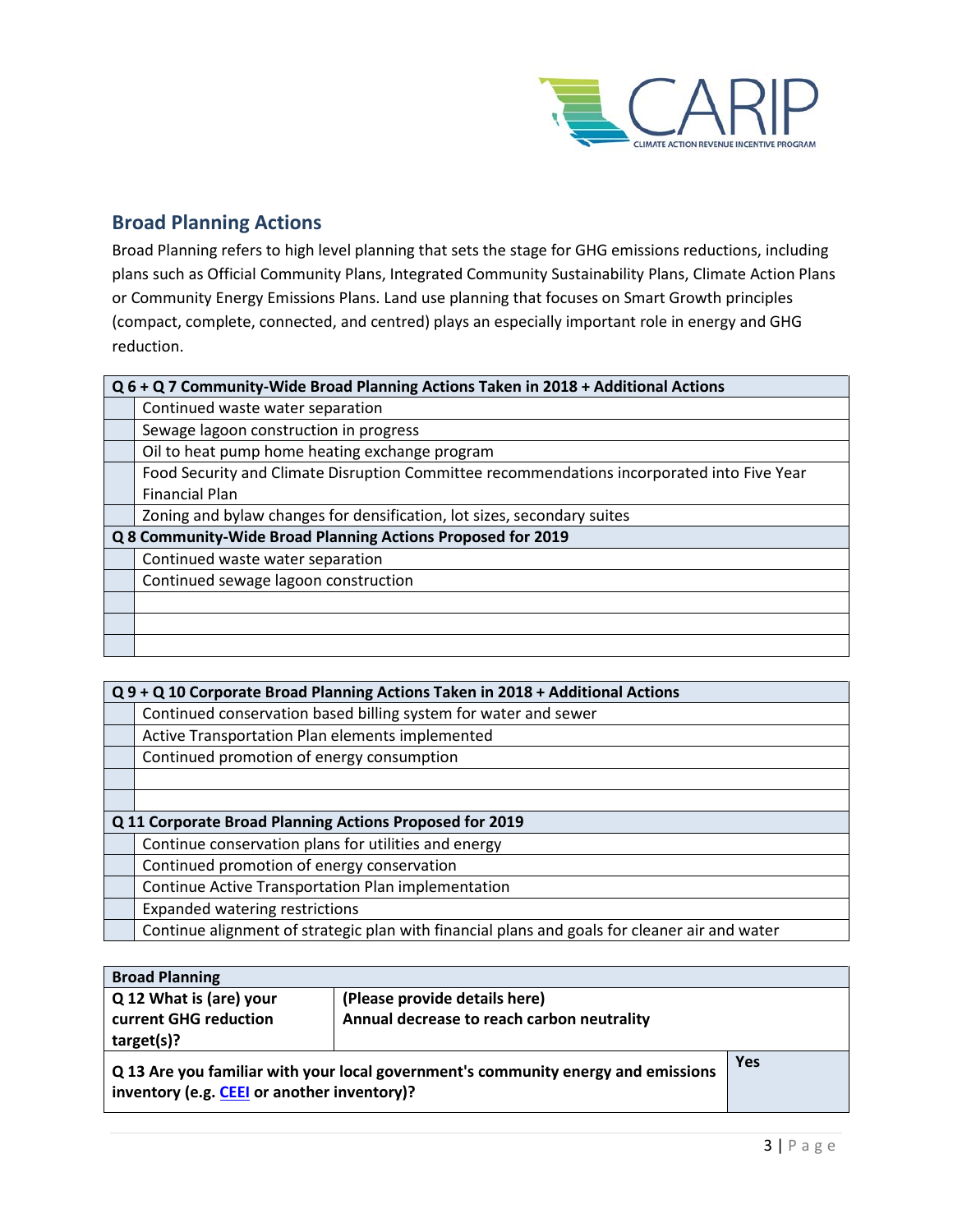## Broad Planning Actions

Broad Planning refers to high level planning that sets the stage for GHG emissions reductions, including plans such as Official Community Plans, Integrated Community Sustainability Plans, Climate Action Plans or Community Energy Emissions Plans. Land use planning that focuses on Smart Growth principles (compact, complete, connected, and centred) plays an especially important role in energy and GHG reduction.

| Q 6 + Q 7 Community-Wide Broad Planning Actions Taken in 2018 + Additional Actions | |
|---|---|
| | Continued waste water separation |
| | Sewage lagoon construction in progress |
| | Oil to heat pump home heating exchange program |
| | Food Security and Climate Disruption Committee recommendations incorporated into Five Year Financial Plan |
| | Zoning and bylaw changes for densification, lot sizes, secondary suites |
| **Q 8 Community-Wide Broad Planning Actions Proposed for 2019** | |
| | Continued waste water separation |
| | Continued sewage lagoon construction |
| | |
| | |
| | |

| Q 9 + Q 10 Corporate Broad Planning Actions Taken in 2018 + Additional Actions | |
|---|---|
| | Continued conservation based billing system for water and sewer |
| | Active Transportation Plan elements implemented |
| | Continued promotion of energy consumption |
| | |
| | |
| **Q 11 Corporate Broad Planning Actions Proposed for 2019** | |
| | Continue conservation plans for utilities and energy |
| | Continued promotion of energy conservation |
| | Continue Active Transportation Plan implementation |
| | Expanded watering restrictions |
| | Continue alignment of strategic plan with financial plans and goals for cleaner air and water |

| Broad Planning | |
|---|---|
| **Q 12 What is (are) your current GHG reduction target(s)?** | **(Please provide details here)** **Annual decrease to reach carbon neutrality** |
| **Q 13 Are you familiar with your local government's community energy and emissions inventory (e.g. CEEI or another inventory)?** | **Yes** |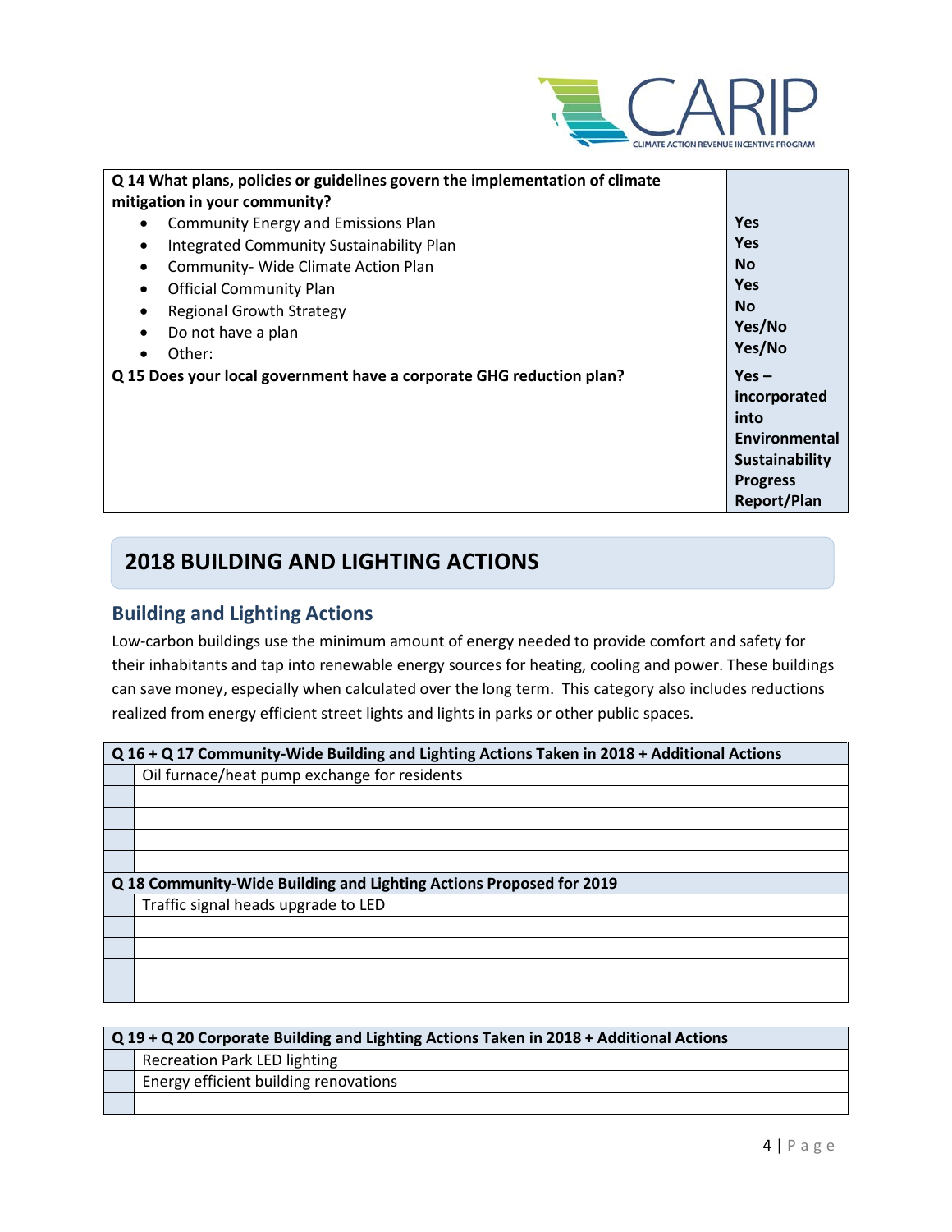| Q 14 What plans, policies or guidelines govern the implementation of climate mitigation in your community? | |
|---|---|
| • Community Energy and Emissions Plan | **Yes** |
| • Integrated Community Sustainability Plan | **Yes** |
| • Community- Wide Climate Action Plan | **No** |
| • Official Community Plan | **Yes** |
| • Regional Growth Strategy | **No** |
| • Do not have a plan | **Yes/No** |
| • Other: | **Yes/No** |
| **Q 15 Does your local government have a corporate GHG reduction plan?** | **Yes – incorporated into Environmental Sustainability Progress Report/Plan** |

## 2018 BUILDING AND LIGHTING ACTIONS

### Building and Lighting Actions

Low-carbon buildings use the minimum amount of energy needed to provide comfort and safety for their inhabitants and tap into renewable energy sources for heating, cooling and power. These buildings can save money, especially when calculated over the long term. This category also includes reductions realized from energy efficient street lights and lights in parks or other public spaces.

| | Q 16 + Q 17 Community-Wide Building and Lighting Actions Taken in 2018 + Additional Actions |
|---|---|
| | Oil furnace/heat pump exchange for residents |
| | |
| | |
| | |
| | |
| | **Q 18 Community-Wide Building and Lighting Actions Proposed for 2019** |
| | Traffic signal heads upgrade to LED |
| | |
| | |
| | |
| | |

| | Q 19 + Q 20 Corporate Building and Lighting Actions Taken in 2018 + Additional Actions |
|---|---|
| | Recreation Park LED lighting |
| | Energy efficient building renovations |
| | |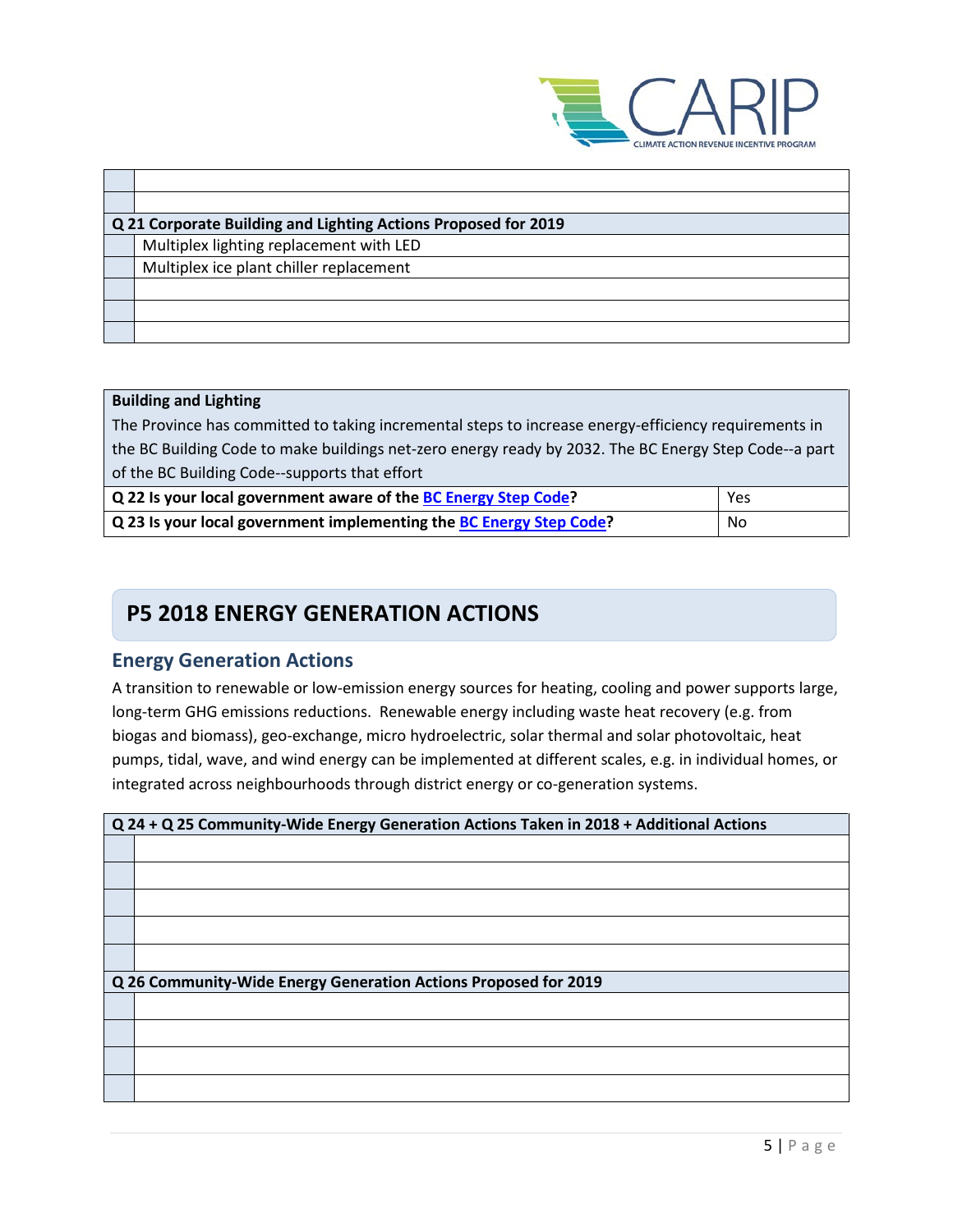| | |
|---|---|
| | |
| | |
| **Q 21 Corporate Building and Lighting Actions Proposed for 2019** | |
| | Multiplex lighting replacement with LED |
| | Multiplex ice plant chiller replacement |
| | |
| | |
| | |

| **Building and Lighting**<br>The Province has committed to taking incremental steps to increase energy-efficiency requirements in the BC Building Code to make buildings net-zero energy ready by 2032. The BC Energy Step Code--a part of the BC Building Code--supports that effort | |
|---|---|
| **Q 22 Is your local government aware of the BC Energy Step Code?** | Yes |
| **Q 23 Is your local government implementing the BC Energy Step Code?** | No |

# P5 2018 ENERGY GENERATION ACTIONS

## Energy Generation Actions

A transition to renewable or low-emission energy sources for heating, cooling and power supports large, long-term GHG emissions reductions. Renewable energy including waste heat recovery (e.g. from biogas and biomass), geo-exchange, micro hydroelectric, solar thermal and solar photovoltaic, heat pumps, tidal, wave, and wind energy can be implemented at different scales, e.g. in individual homes, or integrated across neighbourhoods through district energy or co-generation systems.

| **Q 24 + Q 25 Community-Wide Energy Generation Actions Taken in 2018 + Additional Actions** | |
|---|---|
| | |
| | |
| | |
| | |
| | |
| **Q 26 Community-Wide Energy Generation Actions Proposed for 2019** | |
| | |
| | |
| | |
| | |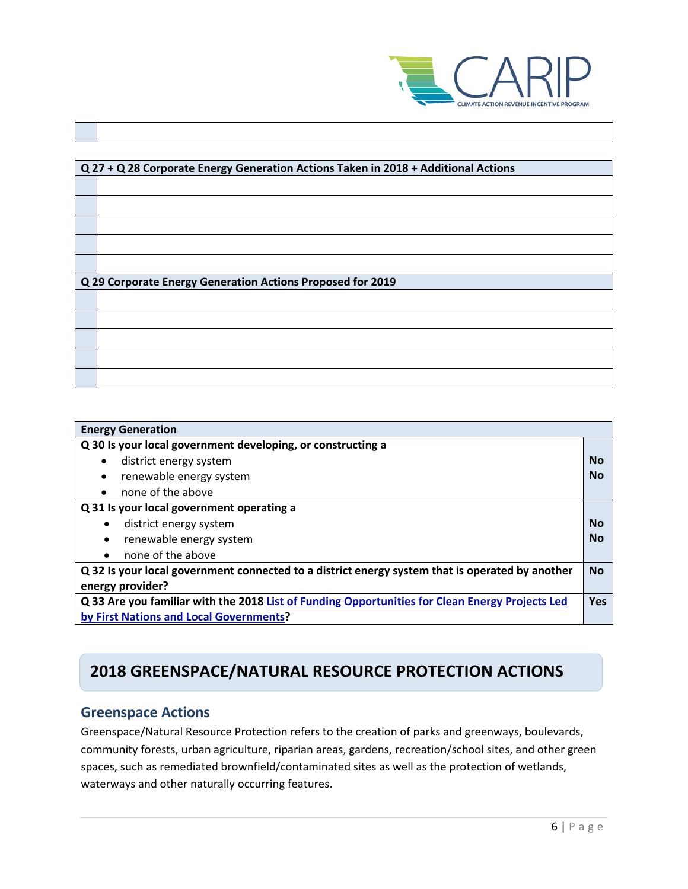| | |
|---|---|
| | |

| Q 27 + Q 28 Corporate Energy Generation Actions Taken in 2018 + Additional Actions | |
|---|---|
| | |
| | |
| | |
| | |
| | |
| **Q 29 Corporate Energy Generation Actions Proposed for 2019** | |
| | |
| | |
| | |
| | |
| | |

| Energy Generation | |
|---|---|
| **Q 30 Is your local government developing, or constructing a** | |
| • district energy system | **No** |
| • renewable energy system | **No** |
| • none of the above | |
| **Q 31 Is your local government operating a** | |
| • district energy system | **No** |
| • renewable energy system | **No** |
| • none of the above | |
| **Q 32 Is your local government connected to a district energy system that is operated by another energy provider?** | **No** |
| **Q 33 Are you familiar with the 2018 List of Funding Opportunities for Clean Energy Projects Led by First Nations and Local Governments?** | **Yes** |

# 2018 GREENSPACE/NATURAL RESOURCE PROTECTION ACTIONS

## Greenspace Actions

Greenspace/Natural Resource Protection refers to the creation of parks and greenways, boulevards, community forests, urban agriculture, riparian areas, gardens, recreation/school sites, and other green spaces, such as remediated brownfield/contaminated sites as well as the protection of wetlands, waterways and other naturally occurring features.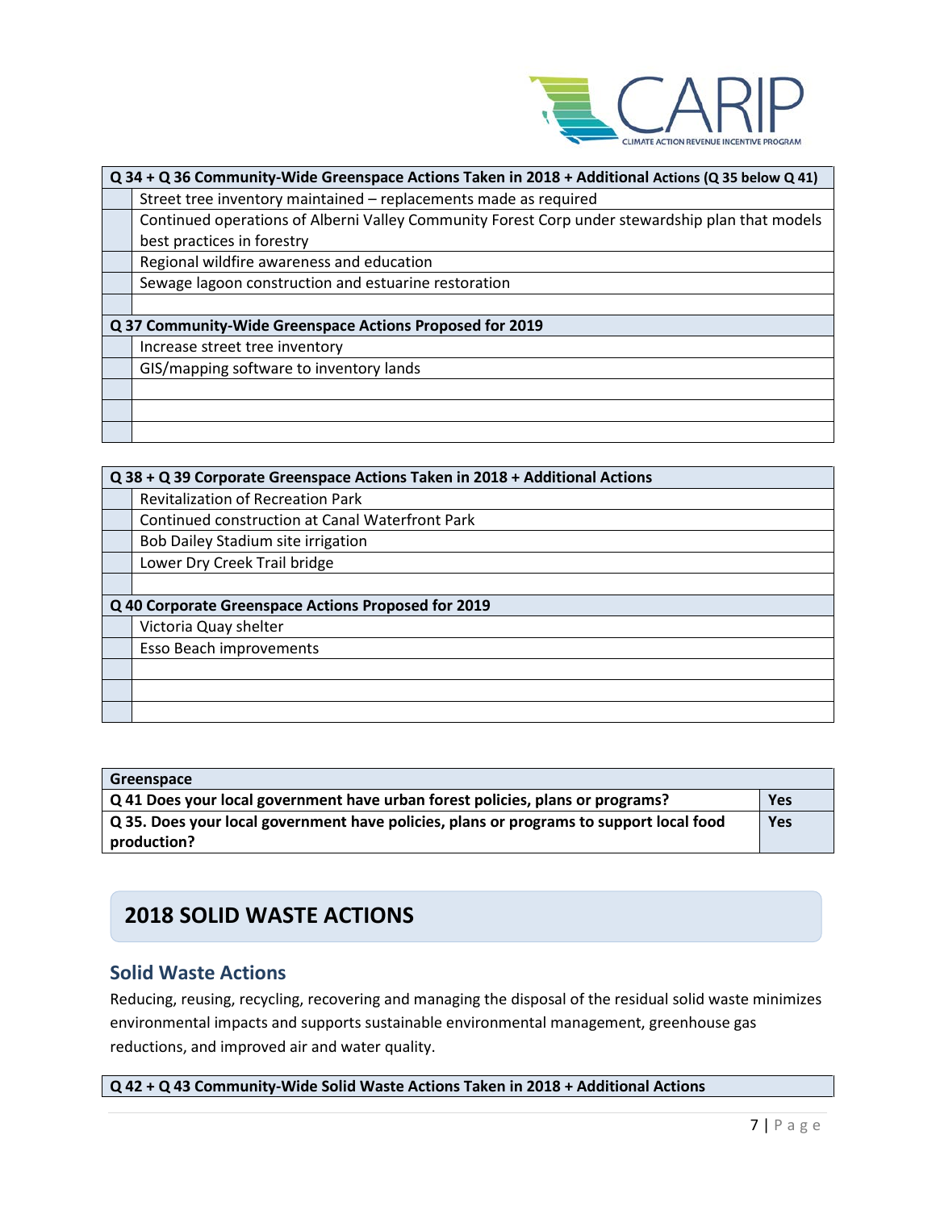| Q 34 + Q 36 Community-Wide Greenspace Actions Taken in 2018 + Additional Actions (Q 35 below Q 41) | |
|---|---|
| | Street tree inventory maintained – replacements made as required |
| | Continued operations of Alberni Valley Community Forest Corp under stewardship plan that models best practices in forestry |
| | Regional wildfire awareness and education |
| | Sewage lagoon construction and estuarine restoration |
| | |
| **Q 37 Community-Wide Greenspace Actions Proposed for 2019** | |
| | Increase street tree inventory |
| | GIS/mapping software to inventory lands |
| | |
| | |
| | |

| Q 38 + Q 39 Corporate Greenspace Actions Taken in 2018 + Additional Actions | |
|---|---|
| | Revitalization of Recreation Park |
| | Continued construction at Canal Waterfront Park |
| | Bob Dailey Stadium site irrigation |
| | Lower Dry Creek Trail bridge |
| | |
| **Q 40 Corporate Greenspace Actions Proposed for 2019** | |
| | Victoria Quay shelter |
| | Esso Beach improvements |
| | |
| | |
| | |

| Greenspace | |
|---|---|
| **Q 41 Does your local government have urban forest policies, plans or programs?** | **Yes** |
| **Q 35. Does your local government have policies, plans or programs to support local food production?** | **Yes** |

## 2018 SOLID WASTE ACTIONS

### Solid Waste Actions

Reducing, reusing, recycling, recovering and managing the disposal of the residual solid waste minimizes environmental impacts and supports sustainable environmental management, greenhouse gas reductions, and improved air and water quality.

| Q 42 + Q 43 Community-Wide Solid Waste Actions Taken in 2018 + Additional Actions |
|---|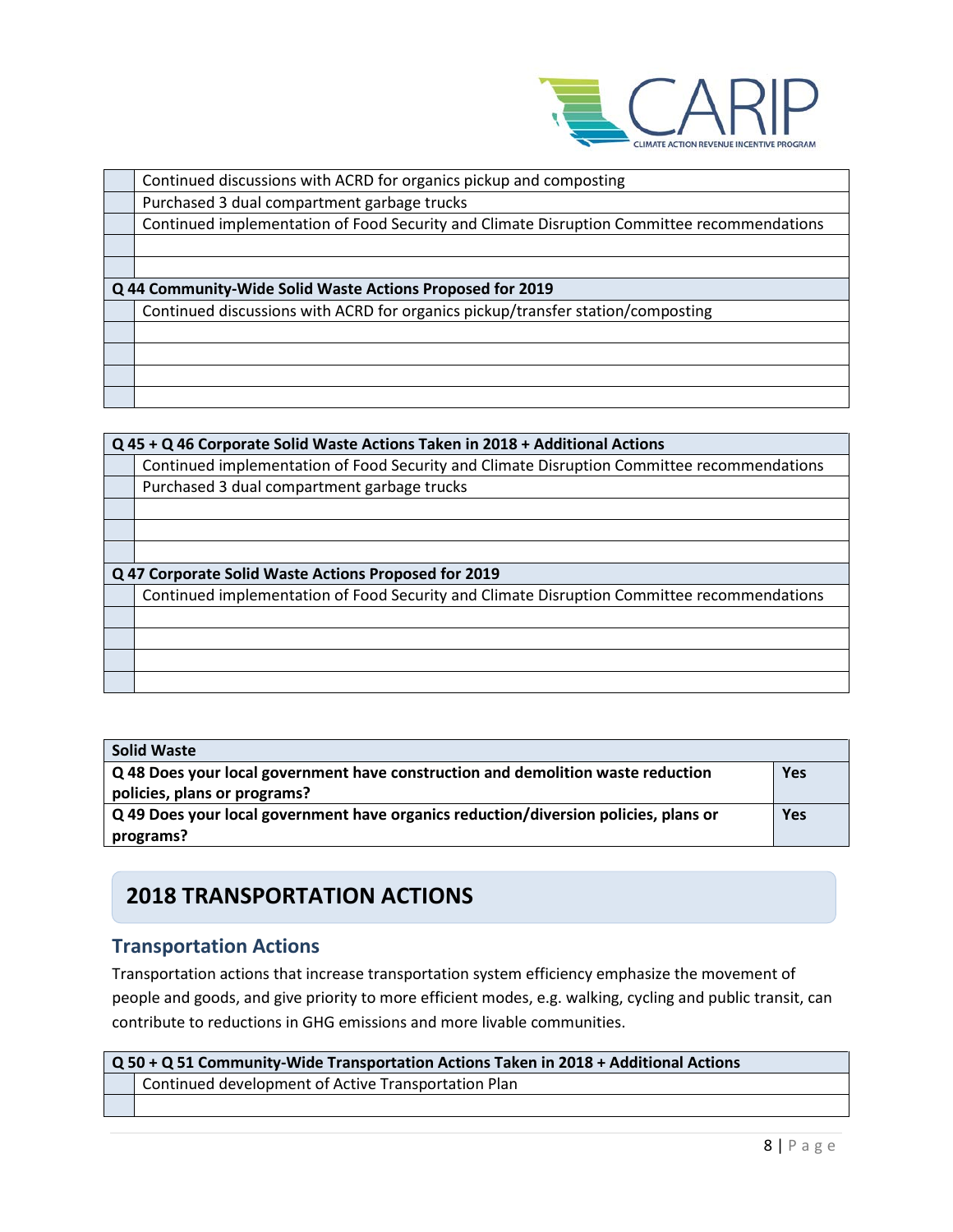| | |
|---|---|
| | Continued discussions with ACRD for organics pickup and composting |
| | Purchased 3 dual compartment garbage trucks |
| | Continued implementation of Food Security and Climate Disruption Committee recommendations |
| | |
| | |
| **Q 44 Community-Wide Solid Waste Actions Proposed for 2019** | |
| | Continued discussions with ACRD for organics pickup/transfer station/composting |
| | |
| | |
| | |
| | |

| **Q 45 + Q 46 Corporate Solid Waste Actions Taken in 2018 + Additional Actions** | |
|---|---|
| | Continued implementation of Food Security and Climate Disruption Committee recommendations |
| | Purchased 3 dual compartment garbage trucks |
| | |
| | |
| | |
| **Q 47 Corporate Solid Waste Actions Proposed for 2019** | |
| | Continued implementation of Food Security and Climate Disruption Committee recommendations |
| | |
| | |
| | |
| | |

| **Solid Waste** | |
|---|---|
| **Q 48 Does your local government have construction and demolition waste reduction policies, plans or programs?** | **Yes** |
| **Q 49 Does your local government have organics reduction/diversion policies, plans or programs?** | **Yes** |

## 2018 TRANSPORTATION ACTIONS

### Transportation Actions

Transportation actions that increase transportation system efficiency emphasize the movement of people and goods, and give priority to more efficient modes, e.g. walking, cycling and public transit, can contribute to reductions in GHG emissions and more livable communities.

| **Q 50 + Q 51 Community-Wide Transportation Actions Taken in 2018 + Additional Actions** | |
|---|---|
| | Continued development of Active Transportation Plan |
| | |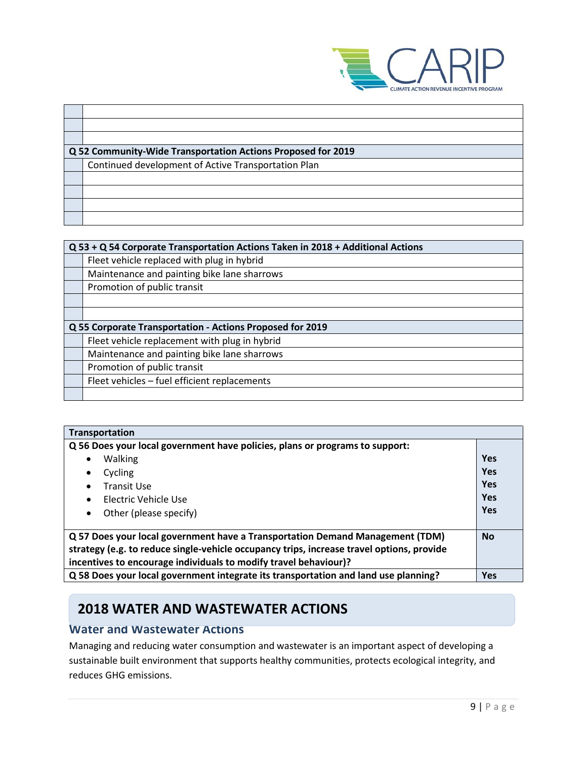| | |
|---|---|
| | |
| | |
| | |

| Q 52 Community-Wide Transportation Actions Proposed for 2019 | |
|---|---|
| | Continued development of Active Transportation Plan |
| | |
| | |
| | |
| | |

| Q 53 + Q 54 Corporate Transportation Actions Taken in 2018 + Additional Actions | |
|---|---|
| | Fleet vehicle replaced with plug in hybrid |
| | Maintenance and painting bike lane sharrows |
| | Promotion of public transit |
| | |
| | |
| **Q 55 Corporate Transportation - Actions Proposed for 2019** | |
| | Fleet vehicle replacement with plug in hybrid |
| | Maintenance and painting bike lane sharrows |
| | Promotion of public transit |
| | Fleet vehicles – fuel efficient replacements |
| | |

| Transportation | |
|---|---|
| **Q 56 Does your local government have policies, plans or programs to support:** | |
| • Walking | **Yes** |
| • Cycling | **Yes** |
| • Transit Use | **Yes** |
| • Electric Vehicle Use | **Yes** |
| • Other (please specify) | **Yes** |
| **Q 57 Does your local government have a Transportation Demand Management (TDM) strategy (e.g. to reduce single-vehicle occupancy trips, increase travel options, provide incentives to encourage individuals to modify travel behaviour)?** | **No** |
| **Q 58 Does your local government integrate its transportation and land use planning?** | **Yes** |

## 2018 WATER AND WASTEWATER ACTIONS

### Water and Wastewater Actions

Managing and reducing water consumption and wastewater is an important aspect of developing a sustainable built environment that supports healthy communities, protects ecological integrity, and reduces GHG emissions.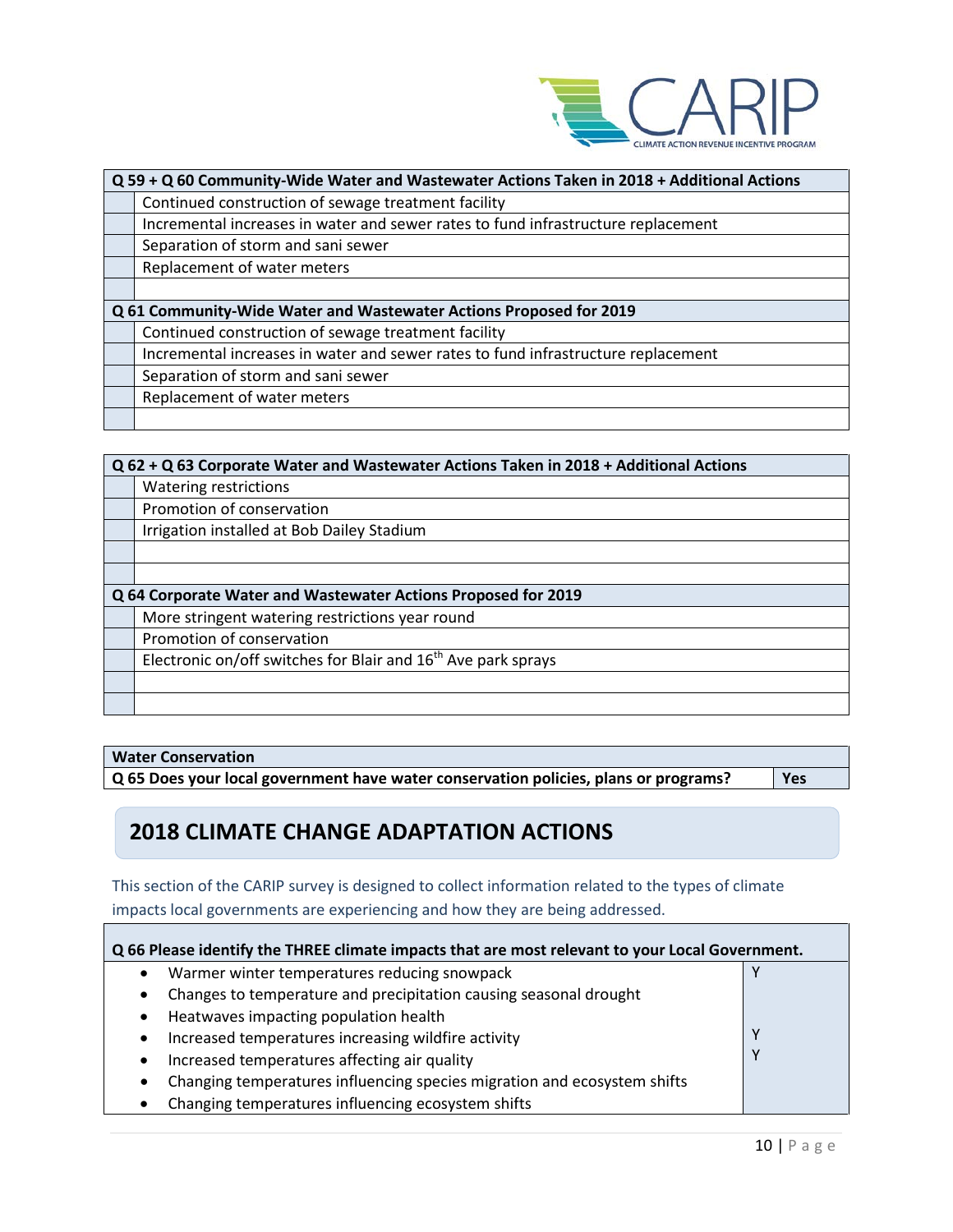| Q 59 + Q 60 Community-Wide Water and Wastewater Actions Taken in 2018 + Additional Actions | |
|---|---|
| | Continued construction of sewage treatment facility |
| | Incremental increases in water and sewer rates to fund infrastructure replacement |
| | Separation of storm and sani sewer |
| | Replacement of water meters |
| | |

| Q 61 Community-Wide Water and Wastewater Actions Proposed for 2019 | |
|---|---|
| | Continued construction of sewage treatment facility |
| | Incremental increases in water and sewer rates to fund infrastructure replacement |
| | Separation of storm and sani sewer |
| | Replacement of water meters |
| | |

| Q 62 + Q 63 Corporate Water and Wastewater Actions Taken in 2018 + Additional Actions | |
|---|---|
| | Watering restrictions |
| | Promotion of conservation |
| | Irrigation installed at Bob Dailey Stadium |
| | |
| | |

| Q 64 Corporate Water and Wastewater Actions Proposed for 2019 | |
|---|---|
| | More stringent watering restrictions year round |
| | Promotion of conservation |
| | Electronic on/off switches for Blair and 16th Ave park sprays |
| | |
| | |

| Water Conservation | |
|---|---|
| Q 65 Does your local government have water conservation policies, plans or programs? | Yes |

## 2018 CLIMATE CHANGE ADAPTATION ACTIONS

This section of the CARIP survey is designed to collect information related to the types of climate impacts local governments are experiencing and how they are being addressed.

| Q 66 Please identify the THREE climate impacts that are most relevant to your Local Government. | |
|---|---|
| • Warmer winter temperatures reducing snowpack | Y |
| • Changes to temperature and precipitation causing seasonal drought | |
| • Heatwaves impacting population health | |
| • Increased temperatures increasing wildfire activity | Y |
| • Increased temperatures affecting air quality | Y |
| • Changing temperatures influencing species migration and ecosystem shifts | |
| • Changing temperatures influencing ecosystem shifts | |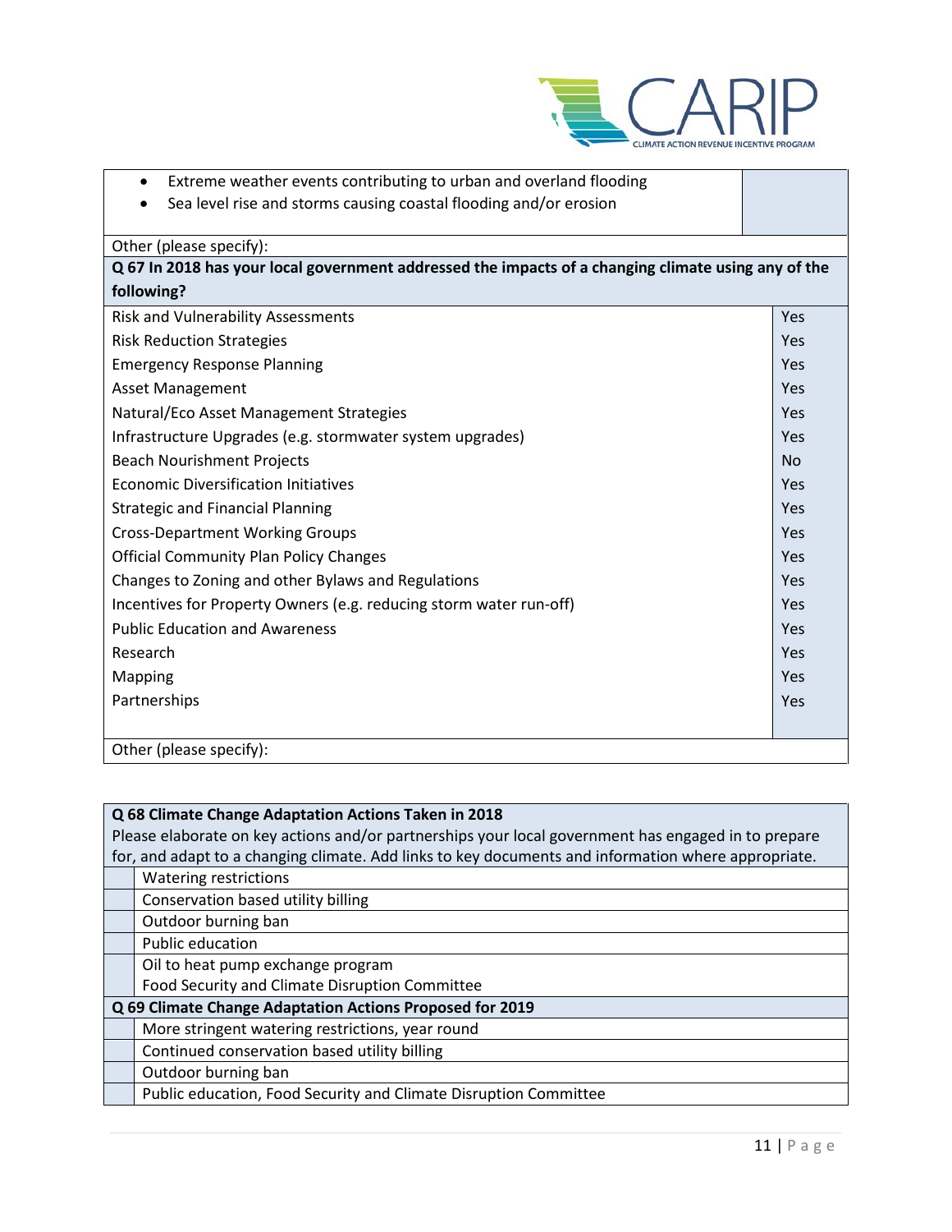| | |
|---|---|
| • Extreme weather events contributing to urban and overland flooding<br>• Sea level rise and storms causing coastal flooding and/or erosion | |
| Other (please specify): | |

| **Q 67 In 2018 has your local government addressed the impacts of a changing climate using any of the following?** | |
|---|---|
| Risk and Vulnerability Assessments | Yes |
| Risk Reduction Strategies | Yes |
| Emergency Response Planning | Yes |
| Asset Management | Yes |
| Natural/Eco Asset Management Strategies | Yes |
| Infrastructure Upgrades (e.g. stormwater system upgrades) | Yes |
| Beach Nourishment Projects | No |
| Economic Diversification Initiatives | Yes |
| Strategic and Financial Planning | Yes |
| Cross-Department Working Groups | Yes |
| Official Community Plan Policy Changes | Yes |
| Changes to Zoning and other Bylaws and Regulations | Yes |
| Incentives for Property Owners (e.g. reducing storm water run-off) | Yes |
| Public Education and Awareness | Yes |
| Research | Yes |
| Mapping | Yes |
| Partnerships | Yes |
| Other (please specify): | |

| **Q 68 Climate Change Adaptation Actions Taken in 2018**<br>Please elaborate on key actions and/or partnerships your local government has engaged in to prepare for, and adapt to a changing climate. Add links to key documents and information where appropriate. | |
|---|---|
| | Watering restrictions |
| | Conservation based utility billing |
| | Outdoor burning ban |
| | Public education |
| | Oil to heat pump exchange program<br>Food Security and Climate Disruption Committee |
| **Q 69 Climate Change Adaptation Actions Proposed for 2019** | |
| | More stringent watering restrictions, year round |
| | Continued conservation based utility billing |
| | Outdoor burning ban |
| | Public education, Food Security and Climate Disruption Committee |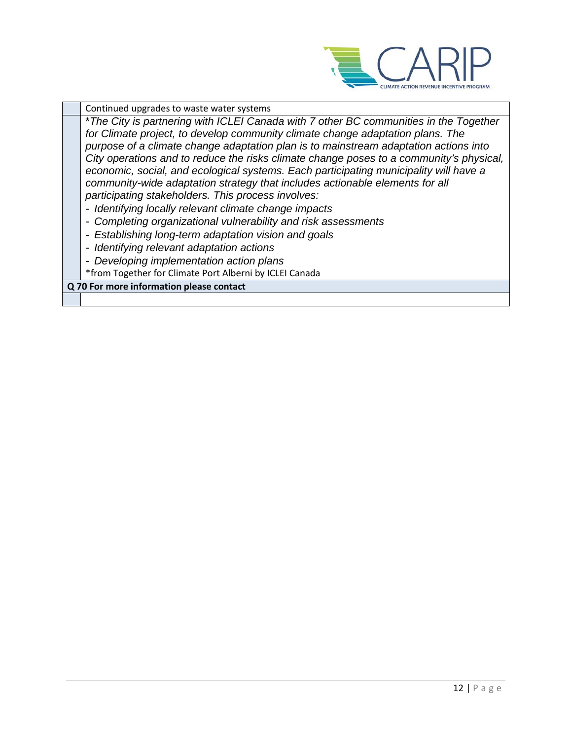| | |
|---|---|
| | Continued upgrades to waste water systems |
| | **The City is partnering with ICLEI Canada with 7 other BC communities in the Together for Climate project, to develop community climate change adaptation plans. The purpose of a climate change adaptation plan is to mainstream adaptation actions into City operations and to reduce the risks climate change poses to a community's physical, economic, social, and ecological systems. Each participating municipality will have a community-wide adaptation strategy that includes actionable elements for all participating stakeholders. This process involves:*<br>*- Identifying locally relevant climate change impacts*<br>*- Completing organizational vulnerability and risk assessments*<br>*- Establishing long-term adaptation vision and goals*<br>*- Identifying relevant adaptation actions*<br>*- Developing implementation action plans*<br>*from Together for Climate Port Alberni by ICLEI Canada |
| **Q 70 For more information please contact** | |
| | |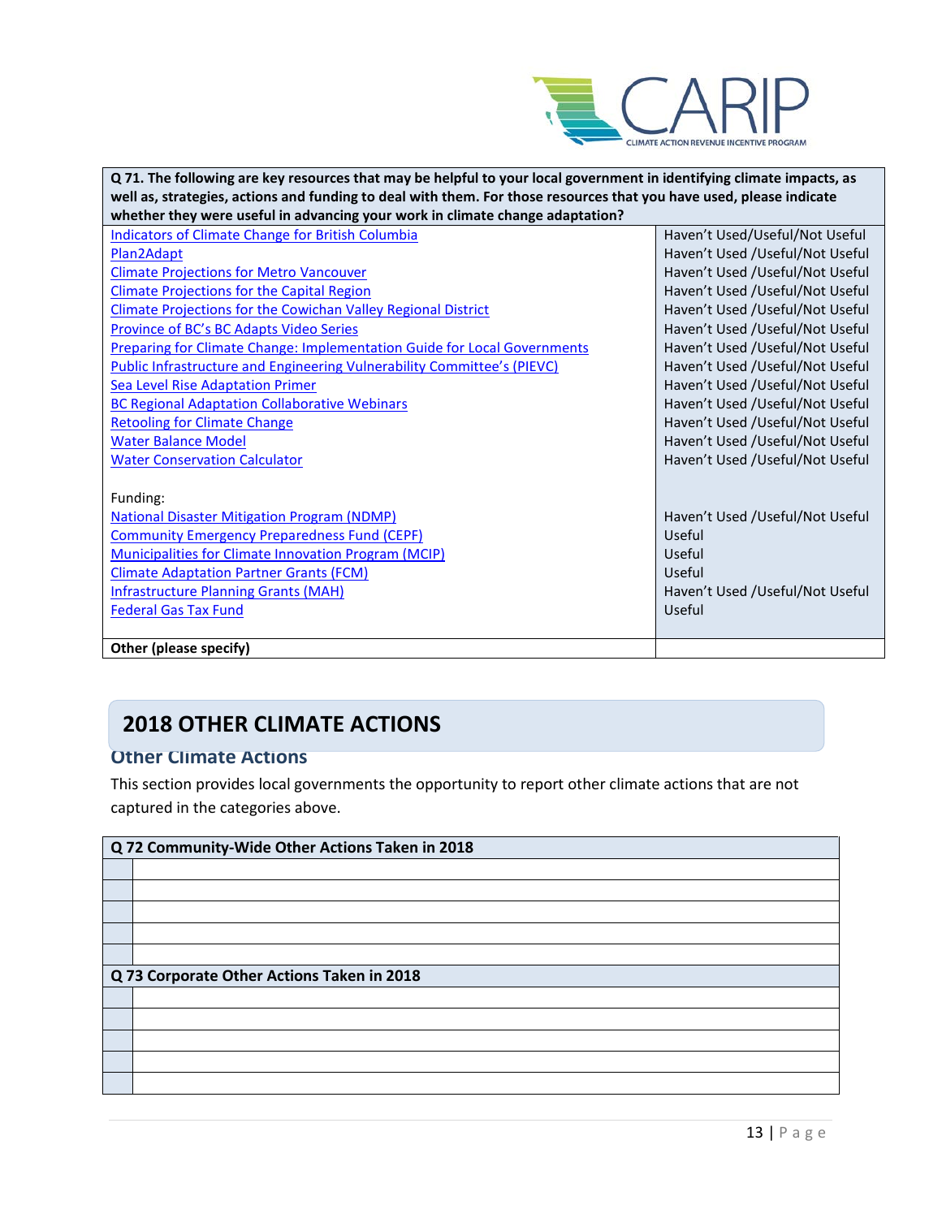| Q 71. The following are key resources that may be helpful to your local government in identifying climate impacts, as well as, strategies, actions and funding to deal with them. For those resources that you have used, please indicate whether they were useful in advancing your work in climate change adaptation? | |
|---|---|
| Indicators of Climate Change for British Columbia | Haven't Used/Useful/Not Useful |
| Plan2Adapt | Haven't Used /Useful/Not Useful |
| Climate Projections for Metro Vancouver | Haven't Used /Useful/Not Useful |
| Climate Projections for the Capital Region | Haven't Used /Useful/Not Useful |
| Climate Projections for the Cowichan Valley Regional District | Haven't Used /Useful/Not Useful |
| Province of BC's BC Adapts Video Series | Haven't Used /Useful/Not Useful |
| Preparing for Climate Change: Implementation Guide for Local Governments | Haven't Used /Useful/Not Useful |
| Public Infrastructure and Engineering Vulnerability Committee's (PIEVC) | Haven't Used /Useful/Not Useful |
| Sea Level Rise Adaptation Primer | Haven't Used /Useful/Not Useful |
| BC Regional Adaptation Collaborative Webinars | Haven't Used /Useful/Not Useful |
| Retooling for Climate Change | Haven't Used /Useful/Not Useful |
| Water Balance Model | Haven't Used /Useful/Not Useful |
| Water Conservation Calculator | Haven't Used /Useful/Not Useful |
| Funding: | |
| National Disaster Mitigation Program (NDMP) | Haven't Used /Useful/Not Useful |
| Community Emergency Preparedness Fund (CEPF) | Useful |
| Municipalities for Climate Innovation Program (MCIP) | Useful |
| Climate Adaptation Partner Grants (FCM) | Useful |
| Infrastructure Planning Grants (MAH) | Haven't Used /Useful/Not Useful |
| Federal Gas Tax Fund | Useful |
| **Other (please specify)** | |

## 2018 OTHER CLIMATE ACTIONS

### Other Climate Actions

This section provides local governments the opportunity to report other climate actions that are not captured in the categories above.

| Q 72 Community-Wide Other Actions Taken in 2018 | |
|---|---|
| | |
| | |
| | |
| | |
| | |

| Q 73 Corporate Other Actions Taken in 2018 | |
|---|---|
| | |
| | |
| | |
| | |
| | |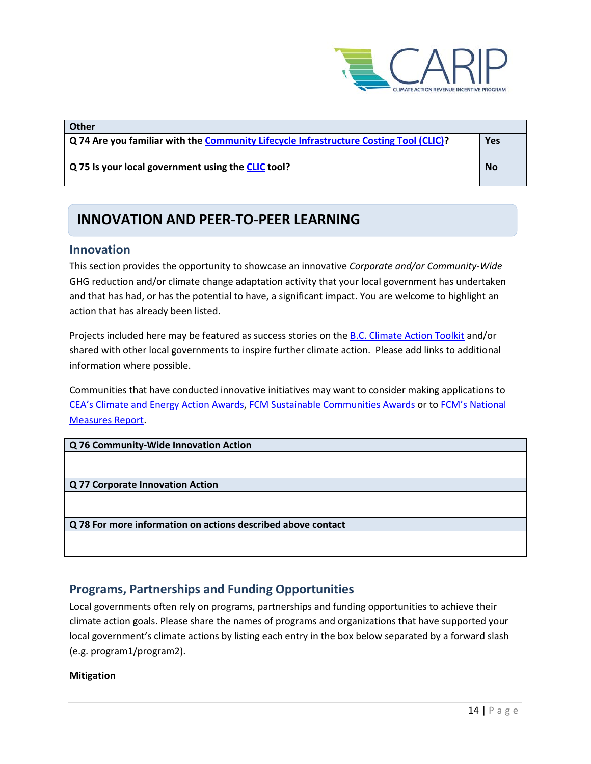| Other | |
|---|---|
| **Q 74 Are you familiar with the Community Lifecycle Infrastructure Costing Tool (CLIC)?** | **Yes** |
| **Q 75 Is your local government using the CLIC tool?** | **No** |

## INNOVATION AND PEER-TO-PEER LEARNING

### Innovation

This section provides the opportunity to showcase an innovative *Corporate and/or Community-Wide* GHG reduction and/or climate change adaptation activity that your local government has undertaken and that has had, or has the potential to have, a significant impact. You are welcome to highlight an action that has already been listed.

Projects included here may be featured as success stories on the B.C. Climate Action Toolkit and/or shared with other local governments to inspire further climate action. Please add links to additional information where possible.

Communities that have conducted innovative initiatives may want to consider making applications to CEA's Climate and Energy Action Awards, FCM Sustainable Communities Awards or to FCM's National Measures Report.

| Q 76 Community-Wide Innovation Action |
|---|
| |
| **Q 77 Corporate Innovation Action** |
| |
| **Q 78 For more information on actions described above contact** |
| |

### Programs, Partnerships and Funding Opportunities

Local governments often rely on programs, partnerships and funding opportunities to achieve their climate action goals. Please share the names of programs and organizations that have supported your local government's climate actions by listing each entry in the box below separated by a forward slash (e.g. program1/program2).

**Mitigation**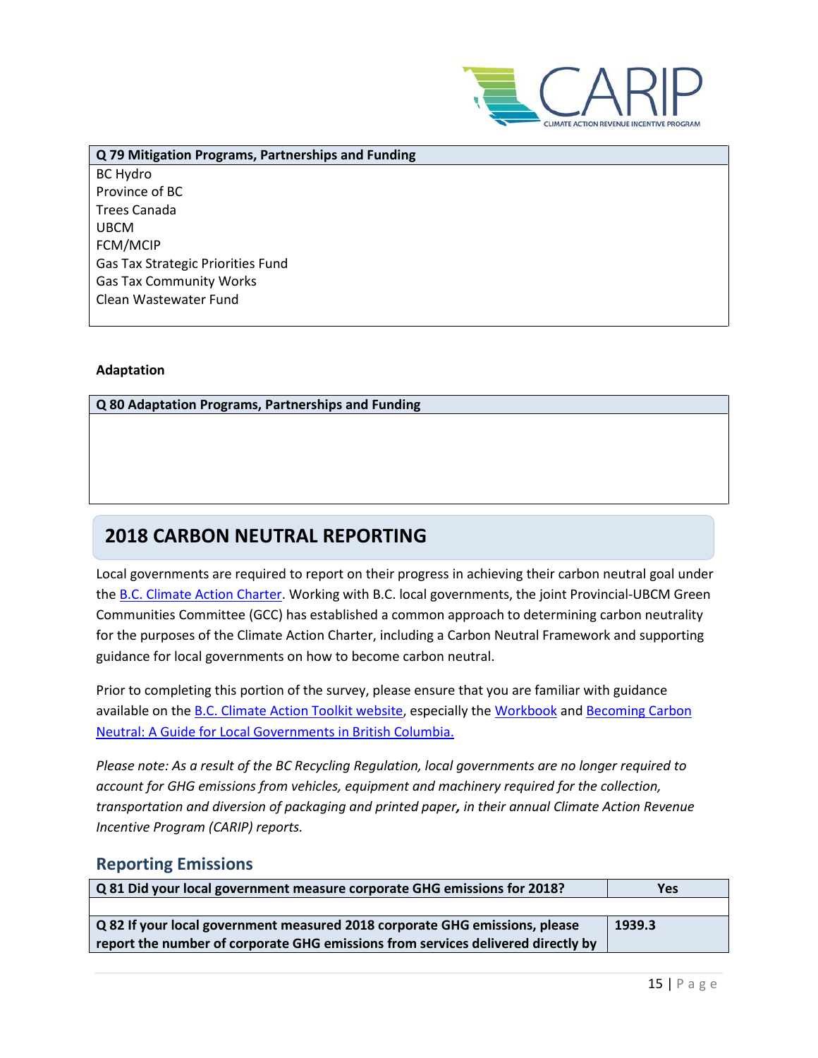| Q 79 Mitigation Programs, Partnerships and Funding |
|---|
| BC Hydro<br>Province of BC<br>Trees Canada<br>UBCM<br>FCM/MCIP<br>Gas Tax Strategic Priorities Fund<br>Gas Tax Community Works<br>Clean Wastewater Fund |

**Adaptation**

| Q 80 Adaptation Programs, Partnerships and Funding |
|---|
| |

## 2018 CARBON NEUTRAL REPORTING

Local governments are required to report on their progress in achieving their carbon neutral goal under the B.C. Climate Action Charter. Working with B.C. local governments, the joint Provincial-UBCM Green Communities Committee (GCC) has established a common approach to determining carbon neutrality for the purposes of the Climate Action Charter, including a Carbon Neutral Framework and supporting guidance for local governments on how to become carbon neutral.

Prior to completing this portion of the survey, please ensure that you are familiar with guidance available on the B.C. Climate Action Toolkit website, especially the Workbook and Becoming Carbon Neutral: A Guide for Local Governments in British Columbia.

*Please note: As a result of the BC Recycling Regulation, local governments are no longer required to account for GHG emissions from vehicles, equipment and machinery required for the collection, transportation and diversion of packaging and printed paper, in their annual Climate Action Revenue Incentive Program (CARIP) reports.*

### Reporting Emissions

| Q 81 Did your local government measure corporate GHG emissions for 2018? | Yes |
|---|---|
| | |
| **Q 82 If your local government measured 2018 corporate GHG emissions, please report the number of corporate GHG emissions from services delivered directly by** | **1939.3** |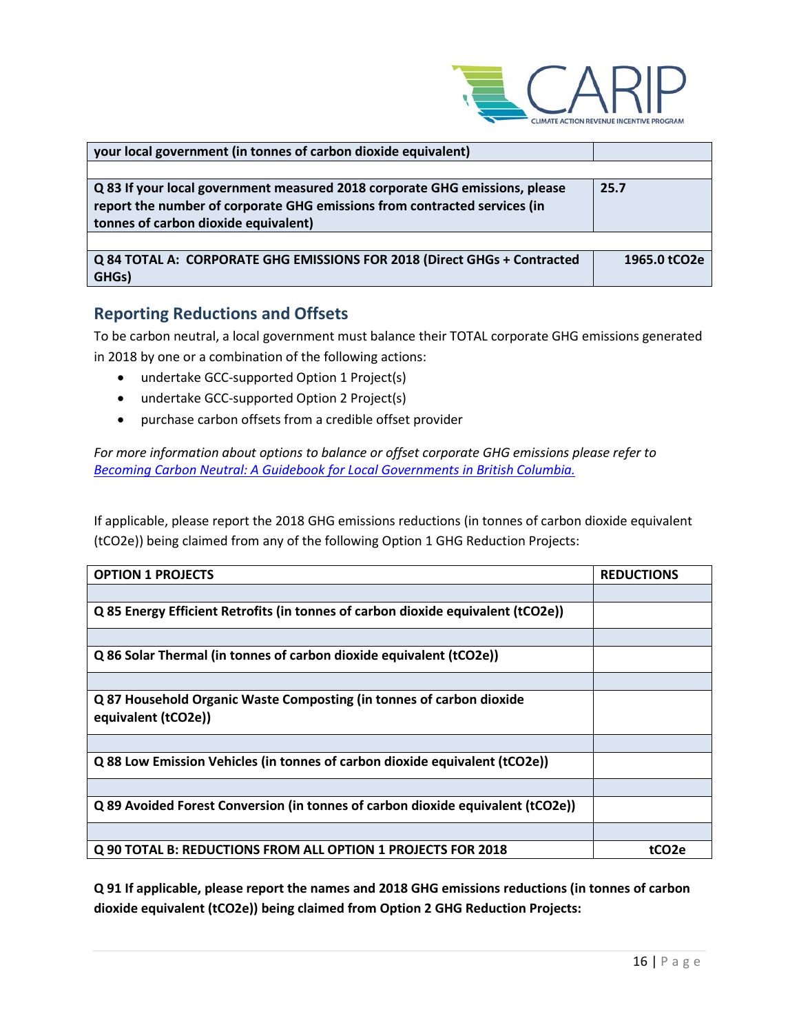| your local government (in tonnes of carbon dioxide equivalent) | |
|---|---|
| | |
| **Q 83 If your local government measured 2018 corporate GHG emissions, please report the number of corporate GHG emissions from contracted services (in tonnes of carbon dioxide equivalent)** | **25.7** |
| | |
| **Q 84 TOTAL A: CORPORATE GHG EMISSIONS FOR 2018 (Direct GHGs + Contracted GHGs)** | **1965.0 tCO2e** |

## Reporting Reductions and Offsets

To be carbon neutral, a local government must balance their TOTAL corporate GHG emissions generated in 2018 by one or a combination of the following actions:

- undertake GCC-supported Option 1 Project(s)
- undertake GCC-supported Option 2 Project(s)
- purchase carbon offsets from a credible offset provider

*For more information about options to balance or offset corporate GHG emissions please refer to [Becoming Carbon Neutral: A Guidebook for Local Governments in British Columbia.](#)*

If applicable, please report the 2018 GHG emissions reductions (in tonnes of carbon dioxide equivalent (tCO2e)) being claimed from any of the following Option 1 GHG Reduction Projects:

| OPTION 1 PROJECTS | REDUCTIONS |
|---|---|
| | |
| **Q 85 Energy Efficient Retrofits (in tonnes of carbon dioxide equivalent (tCO2e))** | |
| | |
| **Q 86 Solar Thermal (in tonnes of carbon dioxide equivalent (tCO2e))** | |
| | |
| **Q 87 Household Organic Waste Composting (in tonnes of carbon dioxide equivalent (tCO2e))** | |
| | |
| **Q 88 Low Emission Vehicles (in tonnes of carbon dioxide equivalent (tCO2e))** | |
| | |
| **Q 89 Avoided Forest Conversion (in tonnes of carbon dioxide equivalent (tCO2e))** | |
| | |
| **Q 90 TOTAL B: REDUCTIONS FROM ALL OPTION 1 PROJECTS FOR 2018** | **tCO2e** |

**Q 91 If applicable, please report the names and 2018 GHG emissions reductions (in tonnes of carbon dioxide equivalent (tCO2e)) being claimed from Option 2 GHG Reduction Projects:**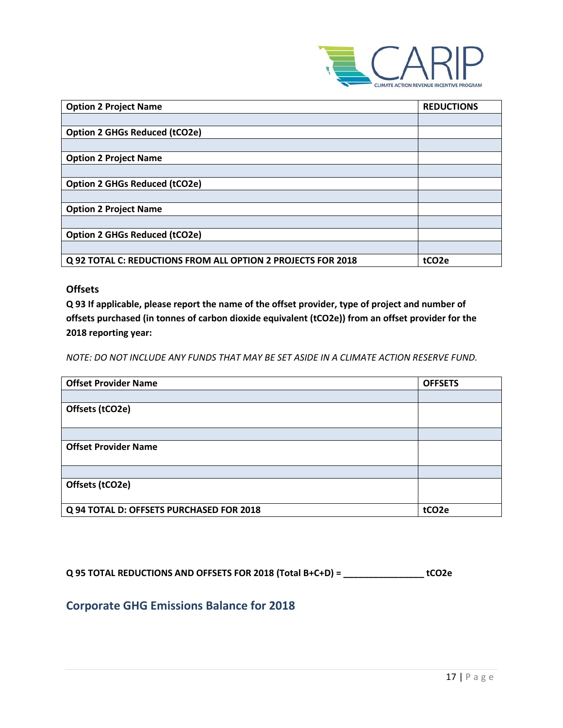| Option 2 Project Name | REDUCTIONS |
| --- | --- |
| | |
| Option 2 GHGs Reduced ($tCO_2e$) | |
| | |
| Option 2 Project Name | |
| | |
| Option 2 GHGs Reduced ($tCO_2e$) | |
| | |
| Option 2 Project Name | |
| | |
| Option 2 GHGs Reduced ($tCO_2e$) | |
| | |
| Q 92 TOTAL C: REDUCTIONS FROM ALL OPTION 2 PROJECTS FOR 2018 | $tCO_2e$ |

**Offsets**

**Q 93 If applicable, please report the name of the offset provider, type of project and number of offsets purchased (in tonnes of carbon dioxide equivalent ($tCO_2e$)) from an offset provider for the 2018 reporting year:**

*NOTE: DO NOT INCLUDE ANY FUNDS THAT MAY BE SET ASIDE IN A CLIMATE ACTION RESERVE FUND.*

| Offset Provider Name | OFFSETS |
| --- | --- |
| | |
| Offsets ($tCO_2e$) | |
| | |
| Offset Provider Name | |
| | |
| Offsets ($tCO_2e$) | |
| Q 94 TOTAL D: OFFSETS PURCHASED FOR 2018 | $tCO_2e$ |

**Q 95 TOTAL REDUCTIONS AND OFFSETS FOR 2018 (Total B+C+D) = _______________ $tCO_2e$**

## Corporate GHG Emissions Balance for 2018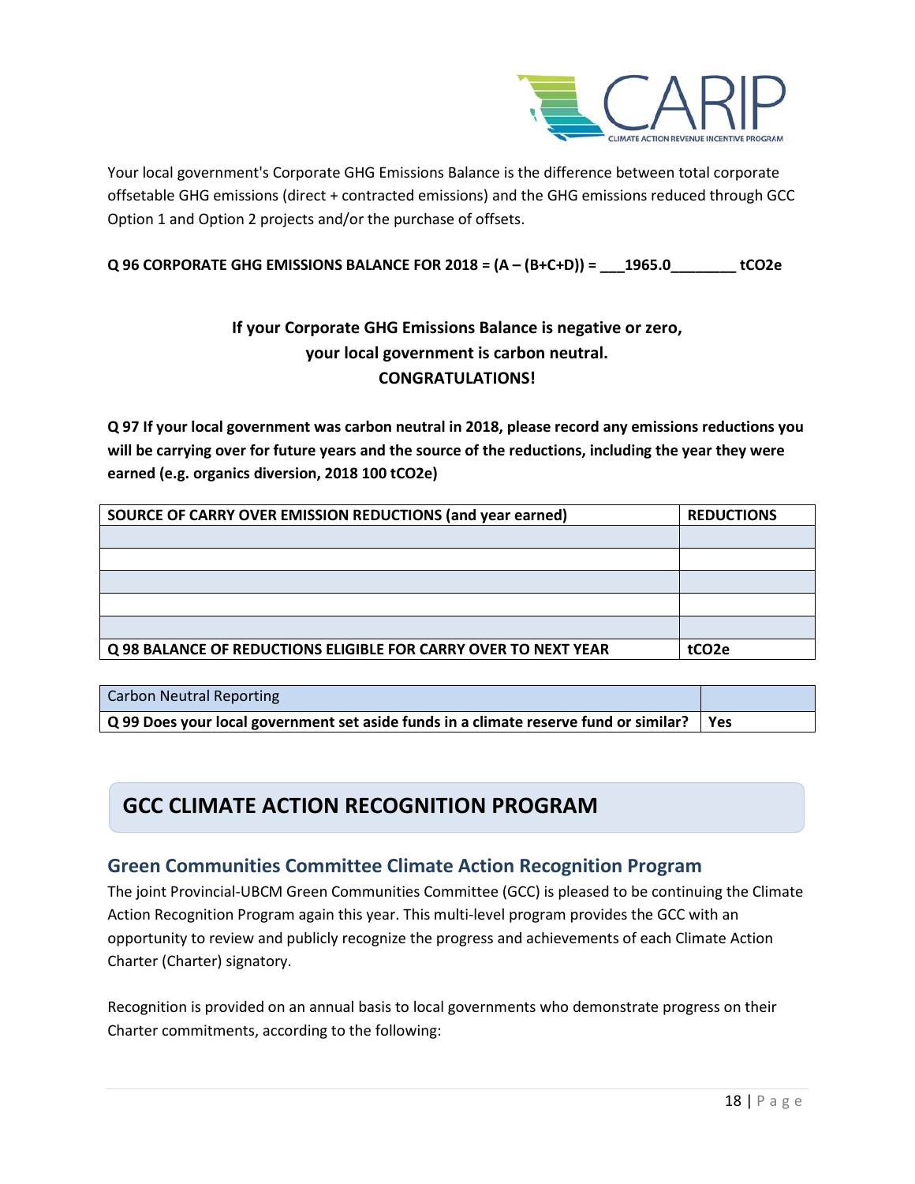Your local government's Corporate GHG Emissions Balance is the difference between total corporate offsetable GHG emissions (direct + contracted emissions) and the GHG emissions reduced through GCC Option 1 and Option 2 projects and/or the purchase of offsets.

**Q 96 CORPORATE GHG EMISSIONS BALANCE FOR 2018 = (A – (B+C+D)) = ___1965.0________ tCO2e**

**If your Corporate GHG Emissions Balance is negative or zero, your local government is carbon neutral. CONGRATULATIONS!**

**Q 97 If your local government was carbon neutral in 2018, please record any emissions reductions you will be carrying over for future years and the source of the reductions, including the year they were earned (e.g. organics diversion, 2018 100 tCO2e)**

| SOURCE OF CARRY OVER EMISSION REDUCTIONS (and year earned) | REDUCTIONS |
|---|---|
| | |
| | |
| | |
| | |
| | |
| **Q 98 BALANCE OF REDUCTIONS ELIGIBLE FOR CARRY OVER TO NEXT YEAR** | **tCO2e** |

| Carbon Neutral Reporting | |
|---|---|
| **Q 99 Does your local government set aside funds in a climate reserve fund or similar?** | **Yes** |

# GCC CLIMATE ACTION RECOGNITION PROGRAM

## Green Communities Committee Climate Action Recognition Program

The joint Provincial-UBCM Green Communities Committee (GCC) is pleased to be continuing the Climate Action Recognition Program again this year. This multi-level program provides the GCC with an opportunity to review and publicly recognize the progress and achievements of each Climate Action Charter (Charter) signatory.

Recognition is provided on an annual basis to local governments who demonstrate progress on their Charter commitments, according to the following: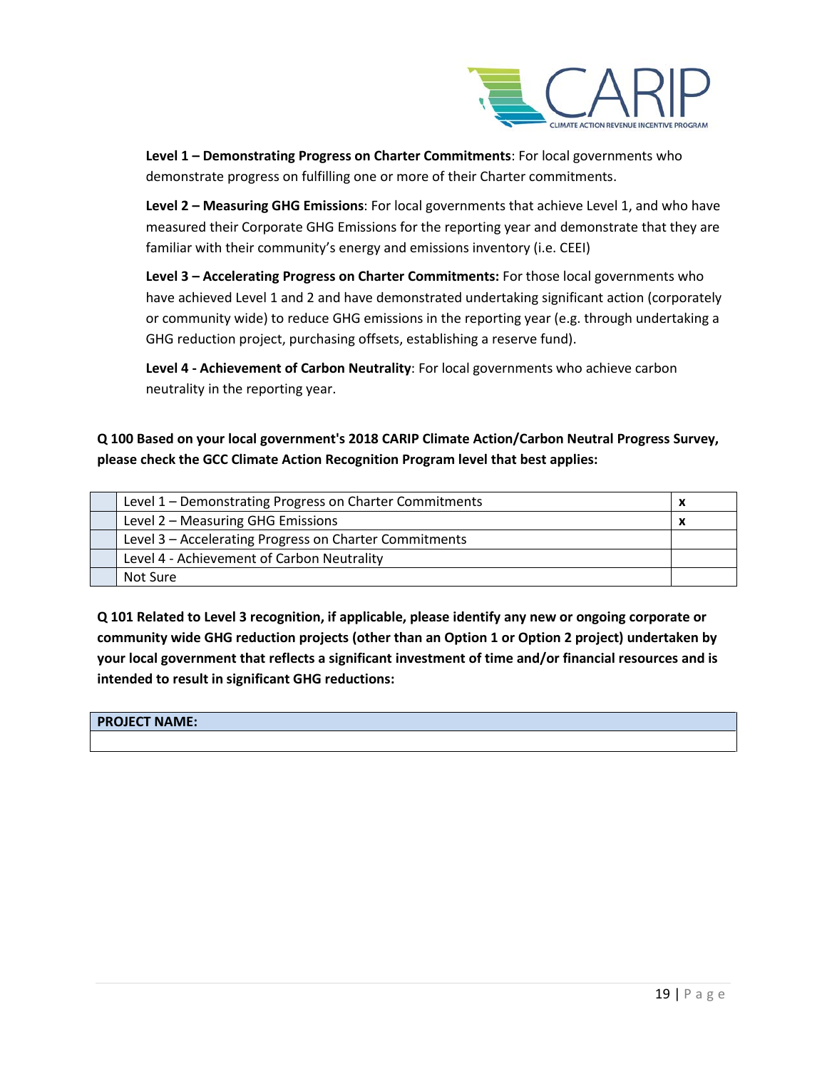**Level 1 – Demonstrating Progress on Charter Commitments**: For local governments who demonstrate progress on fulfilling one or more of their Charter commitments.

**Level 2 – Measuring GHG Emissions**: For local governments that achieve Level 1, and who have measured their Corporate GHG Emissions for the reporting year and demonstrate that they are familiar with their community's energy and emissions inventory (i.e. CEEI)

**Level 3 – Accelerating Progress on Charter Commitments:** For those local governments who have achieved Level 1 and 2 and have demonstrated undertaking significant action (corporately or community wide) to reduce GHG emissions in the reporting year (e.g. through undertaking a GHG reduction project, purchasing offsets, establishing a reserve fund).

**Level 4 - Achievement of Carbon Neutrality**: For local governments who achieve carbon neutrality in the reporting year.

**Q 100 Based on your local government's 2018 CARIP Climate Action/Carbon Neutral Progress Survey, please check the GCC Climate Action Recognition Program level that best applies:**

| | | |
|---|---|---|
| | Level 1 – Demonstrating Progress on Charter Commitments | x |
| | Level 2 – Measuring GHG Emissions | x |
| | Level 3 – Accelerating Progress on Charter Commitments | |
| | Level 4 - Achievement of Carbon Neutrality | |
| | Not Sure | |

**Q 101 Related to Level 3 recognition, if applicable, please identify any new or ongoing corporate or community wide GHG reduction projects (other than an Option 1 or Option 2 project) undertaken by your local government that reflects a significant investment of time and/or financial resources and is intended to result in significant GHG reductions:**

| PROJECT NAME: |
|---|
| |